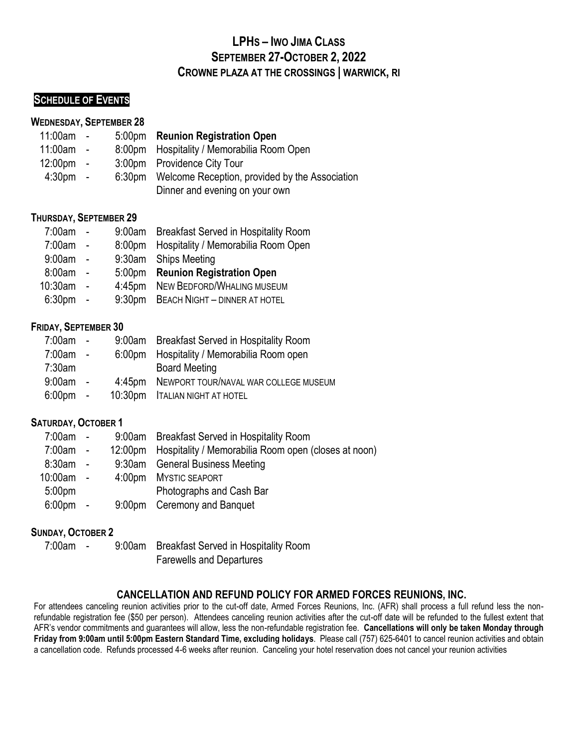# LPHs – Iwo Jima Class
## September 27-October 2, 2022
## Crowne Plaza at the Crossings | Warwick, RI

### Schedule of Events

**Wednesday, September 28**

| | | |
|---|---|---|
| 11:00am | - 5:00pm | **Reunion Registration Open** |
| 11:00am | - 8:00pm | Hospitality / Memorabilia Room Open |
| 12:00pm | - 3:00pm | Providence City Tour |
| 4:30pm | - 6:30pm | Welcome Reception, provided by the Association |
| | | Dinner and evening on your own |

**Thursday, September 29**

| | | |
|---|---|---|
| 7:00am | - 9:00am | Breakfast Served in Hospitality Room |
| 7:00am | - 8:00pm | Hospitality / Memorabilia Room Open |
| 9:00am | - 9:30am | Ships Meeting |
| 8:00am | - 5:00pm | **Reunion Registration Open** |
| 10:30am | - 4:45pm | New Bedford/Whaling Museum |
| 6:30pm | - 9:30pm | Beach Night – Dinner at Hotel |

**Friday, September 30**

| | | |
|---|---|---|
| 7:00am | - 9:00am | Breakfast Served in Hospitality Room |
| 7:00am | - 6:00pm | Hospitality / Memorabilia Room open |
| 7:30am | | Board Meeting |
| 9:00am | - 4:45pm | Newport Tour/Naval War College Museum |
| 6:00pm | - 10:30pm | Italian Night at Hotel |

**Saturday, October 1**

| | | |
|---|---|---|
| 7:00am | - 9:00am | Breakfast Served in Hospitality Room |
| 7:00am | - 12:00pm | Hospitality / Memorabilia Room open (closes at noon) |
| 8:30am | - 9:30am | General Business Meeting |
| 10:00am | - 4:00pm | Mystic Seaport |
| 5:00pm | | Photographs and Cash Bar |
| 6:00pm | - 9:00pm | Ceremony and Banquet |

**Sunday, October 2**

| | | |
|---|---|---|
| 7:00am | - 9:00am | Breakfast Served in Hospitality Room |
| | | Farewells and Departures |

### Cancellation and Refund Policy for Armed Forces Reunions, Inc.

For attendees canceling reunion activities prior to the cut-off date, Armed Forces Reunions, Inc. (AFR) shall process a full refund less the non-refundable registration fee ($50 per person). Attendees canceling reunion activities after the cut-off date will be refunded to the fullest extent that AFR's vendor commitments and guarantees will allow, less the non-refundable registration fee. **Cancellations will only be taken Monday through Friday from 9:00am until 5:00pm Eastern Standard Time, excluding holidays**. Please call (757) 625-6401 to cancel reunion activities and obtain a cancellation code. Refunds processed 4-6 weeks after reunion. Canceling your hotel reservation does not cancel your reunion activities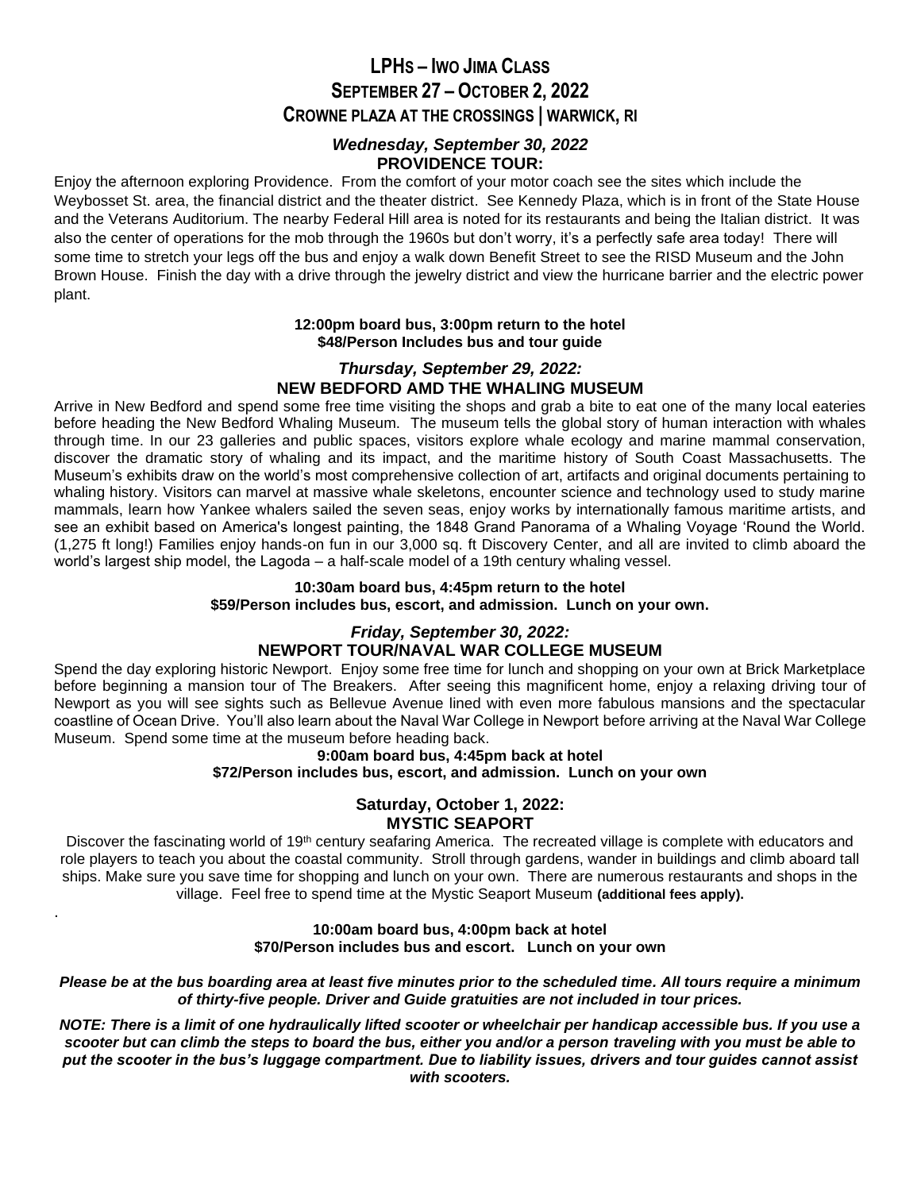# LPHs – Iwo Jima Class

## September 27 – October 2, 2022

## Crowne plaza at the crossings | warwick, RI

### *Wednesday, September 30, 2022*

### PROVIDENCE TOUR:

Enjoy the afternoon exploring Providence. From the comfort of your motor coach see the sites which include the Weybosset St. area, the financial district and the theater district. See Kennedy Plaza, which is in front of the State House and the Veterans Auditorium. The nearby Federal Hill area is noted for its restaurants and being the Italian district. It was also the center of operations for the mob through the 1960s but don't worry, it's a perfectly safe area today! There will some time to stretch your legs off the bus and enjoy a walk down Benefit Street to see the RISD Museum and the John Brown House. Finish the day with a drive through the jewelry district and view the hurricane barrier and the electric power plant.

**12:00pm board bus, 3:00pm return to the hotel**
**$48/Person Includes bus and tour guide**

### *Thursday, September 29, 2022:*

### NEW BEDFORD AMD THE WHALING MUSEUM

Arrive in New Bedford and spend some free time visiting the shops and grab a bite to eat one of the many local eateries before heading the New Bedford Whaling Museum. The museum tells the global story of human interaction with whales through time. In our 23 galleries and public spaces, visitors explore whale ecology and marine mammal conservation, discover the dramatic story of whaling and its impact, and the maritime history of South Coast Massachusetts. The Museum's exhibits draw on the world's most comprehensive collection of art, artifacts and original documents pertaining to whaling history. Visitors can marvel at massive whale skeletons, encounter science and technology used to study marine mammals, learn how Yankee whalers sailed the seven seas, enjoy works by internationally famous maritime artists, and see an exhibit based on America's longest painting, the 1848 Grand Panorama of a Whaling Voyage 'Round the World. (1,275 ft long!) Families enjoy hands-on fun in our 3,000 sq. ft Discovery Center, and all are invited to climb aboard the world's largest ship model, the Lagoda – a half-scale model of a 19th century whaling vessel.

**10:30am board bus, 4:45pm return to the hotel**
**$59/Person includes bus, escort, and admission. Lunch on your own.**

### *Friday, September 30, 2022:*

### NEWPORT TOUR/NAVAL WAR COLLEGE MUSEUM

Spend the day exploring historic Newport. Enjoy some free time for lunch and shopping on your own at Brick Marketplace before beginning a mansion tour of The Breakers. After seeing this magnificent home, enjoy a relaxing driving tour of Newport as you will see sights such as Bellevue Avenue lined with even more fabulous mansions and the spectacular coastline of Ocean Drive. You'll also learn about the Naval War College in Newport before arriving at the Naval War College Museum. Spend some time at the museum before heading back.

**9:00am board bus, 4:45pm back at hotel**
**$72/Person includes bus, escort, and admission. Lunch on your own**

### Saturday, October 1, 2022:

### MYSTIC SEAPORT

Discover the fascinating world of 19th century seafaring America. The recreated village is complete with educators and role players to teach you about the coastal community. Stroll through gardens, wander in buildings and climb aboard tall ships. Make sure you save time for shopping and lunch on your own. There are numerous restaurants and shops in the village. Feel free to spend time at the Mystic Seaport Museum **(additional fees apply).**

.

**10:00am board bus, 4:00pm back at hotel**
**$70/Person includes bus and escort. Lunch on your own**

***Please be at the bus boarding area at least five minutes prior to the scheduled time. All tours require a minimum of thirty-five people. Driver and Guide gratuities are not included in tour prices.***

***NOTE: There is a limit of one hydraulically lifted scooter or wheelchair per handicap accessible bus. If you use a scooter but can climb the steps to board the bus, either you and/or a person traveling with you must be able to put the scooter in the bus's luggage compartment. Due to liability issues, drivers and tour guides cannot assist with scooters.***